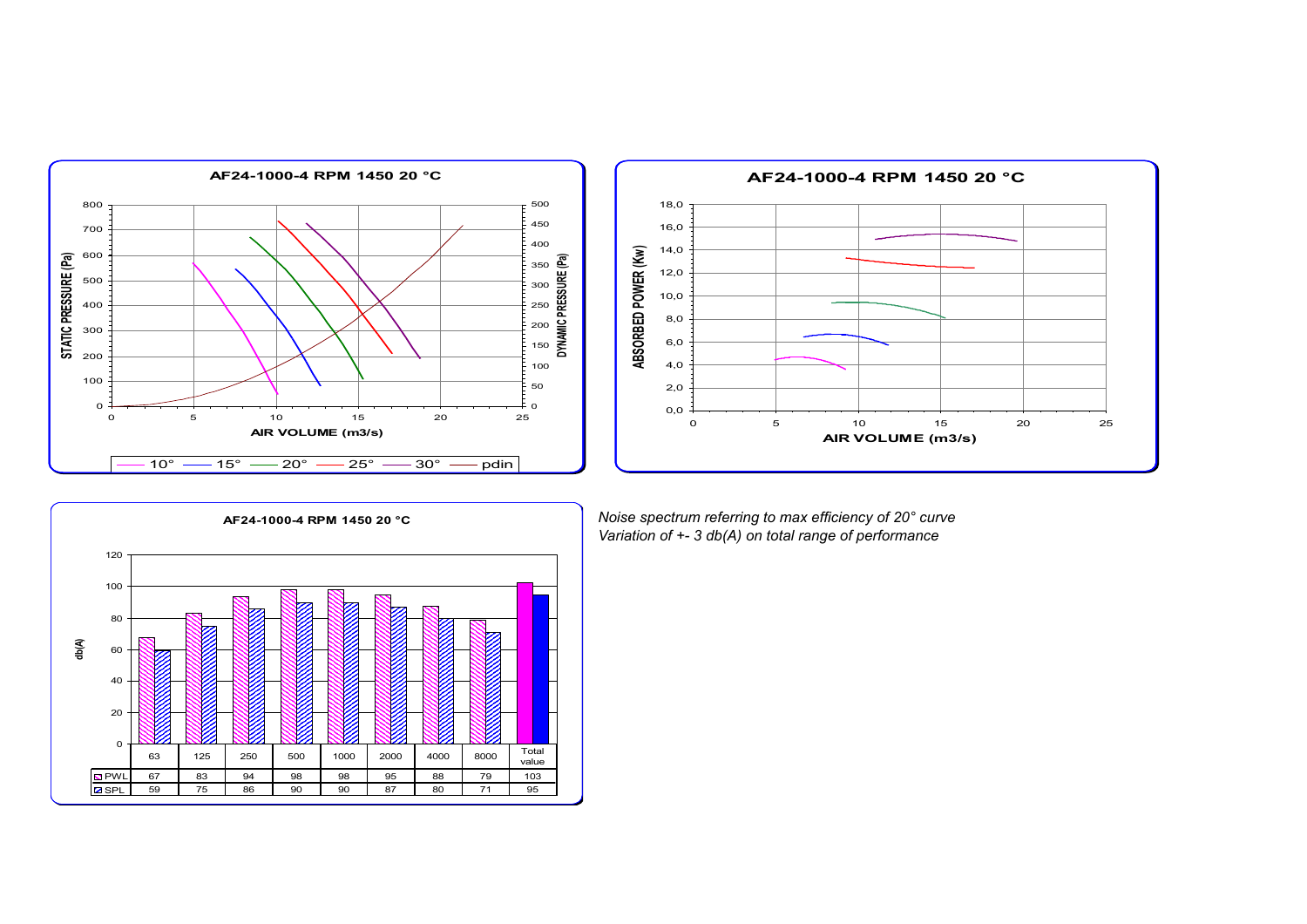**AF24-1000-4 RPM 1450 20 °C**

STATIC PRESSURE (Pa)

800
700
600
500
400
300
200
100
0

DYNAMIC PRESSURE (Pa)

500
450
400
350
300
250
200
150
100
50
0

0 5 10 15 20 25

AIR VOLUME (m3/s)

10° 15° 20° 25° 30° pdin

**AF24-1000-4 RPM 1450 20 °C**

ABSORBED POWER (Kw)

18,0
16,0
14,0
12,0
10,0
8,0
6,0
4,0
2,0
0,0

0 5 10 15 20 25

AIR VOLUME (m3/s)

**AF24-1000-4 RPM 1450 20 °C**

db(A)

120
100
80
60
40
20
0

| | 63 | 125 | 250 | 500 | 1000 | 2000 | 4000 | 8000 | Total value |
|---|---|---|---|---|---|---|---|---|---|
| PWL | 67 | 83 | 94 | 98 | 98 | 95 | 88 | 79 | 103 |
| SPL | 59 | 75 | 86 | 90 | 90 | 87 | 80 | 71 | 95 |

*Noise spectrum referring to max efficiency of 20° curve*
*Variation of +- 3 db(A) on total range of performance*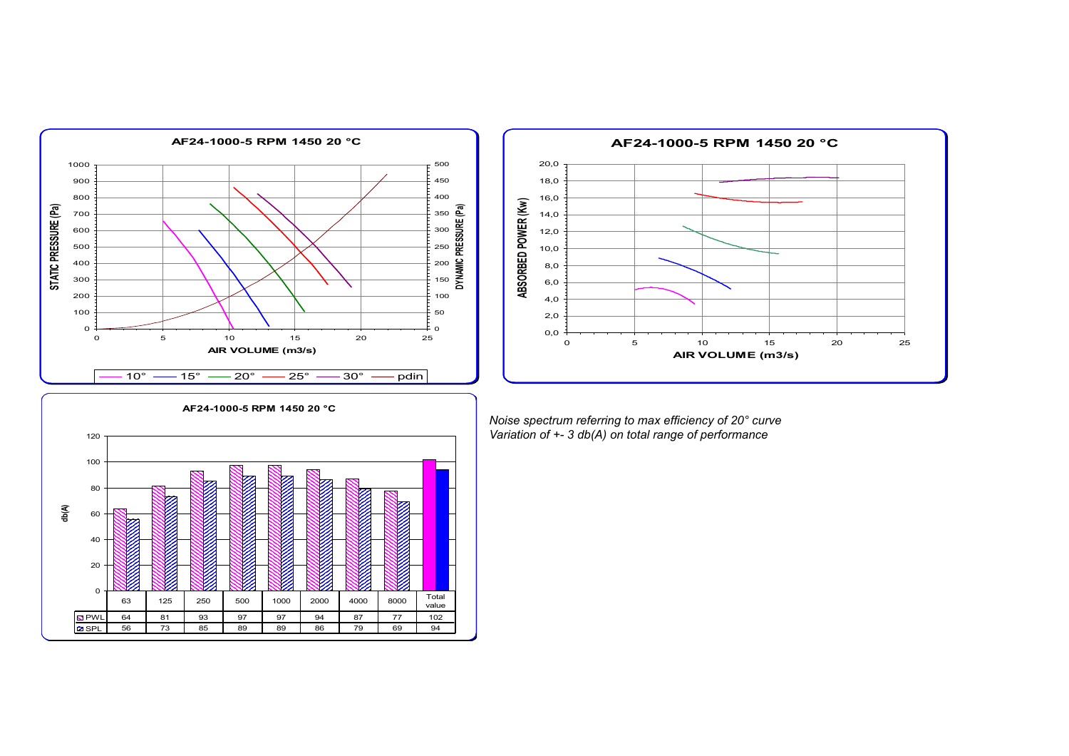AF24-1000-5 RPM 1450 20 °C

STATIC PRESSURE (Pa)

DYNAMIC PRESSURE (Pa)

AIR VOLUME (m3/s)

10° 15° 20° 25° 30° pdin

AF24-1000-5 RPM 1450 20 °C

ABSORBED POWER (Kw)

AIR VOLUME (m3/s)

AF24-1000-5 RPM 1450 20 °C

db(A)

| | 63 | 125 | 250 | 500 | 1000 | 2000 | 4000 | 8000 | Total value |
|---|---|---|---|---|---|---|---|---|---|
| PWL | 64 | 81 | 93 | 97 | 97 | 94 | 87 | 77 | 102 |
| SPL | 56 | 73 | 85 | 89 | 89 | 86 | 79 | 69 | 94 |

*Noise spectrum referring to max efficiency of 20° curve*
*Variation of +- 3 db(A) on total range of performance*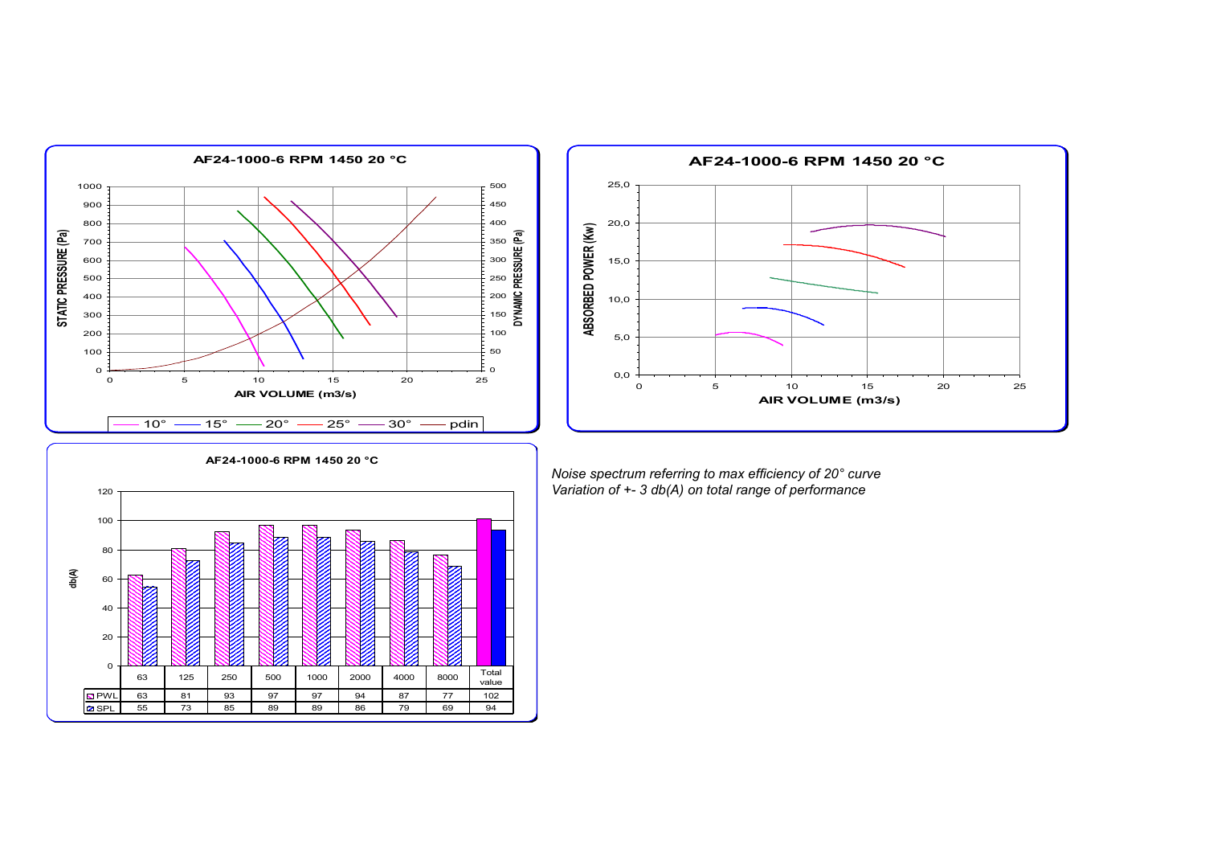AF24-1000-6 RPM 1450 20 °C

STATIC PRESSURE (Pa)

1000
900
800
700
600
500
400
300
200
100
0

DYNAMIC PRESSURE (Pa)

500
450
400
350
300
250
200
150
100
50
0

0 5 10 15 20 25

AIR VOLUME (m3/s)

10° 15° 20° 25° 30° pdin

AF24-1000-6 RPM 1450 20 °C

ABSORBED POWER (Kw)

25,0
20,0
15,0
10,0
5,0
0,0

0 5 10 15 20 25

AIR VOLUME (m3/s)

AF24-1000-6 RPM 1450 20 °C

db(A)

120
100
80
60
40
20
0

| | 63 | 125 | 250 | 500 | 1000 | 2000 | 4000 | 8000 | Total value |
|---|---|---|---|---|---|---|---|---|---|
| PWL | 63 | 81 | 93 | 97 | 97 | 94 | 87 | 77 | 102 |
| SPL | 55 | 73 | 85 | 89 | 89 | 86 | 79 | 69 | 94 |

*Noise spectrum referring to max efficiency of 20° curve*
*Variation of +- 3 db(A) on total range of performance*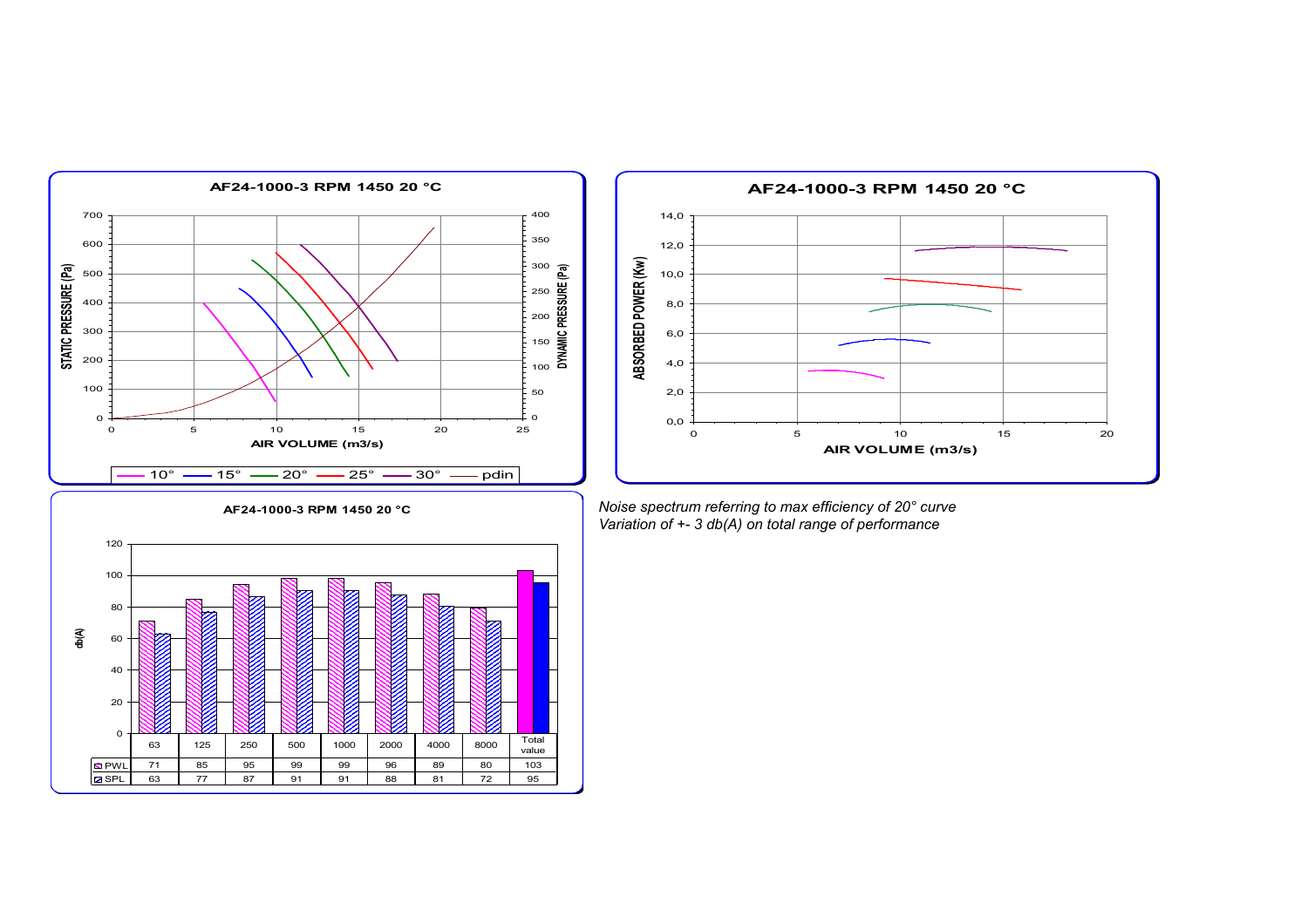AF24-1000-3 RPM 1450 20 °C

STATIC PRESSURE (Pa)

DYNAMIC PRESSURE (Pa)

AIR VOLUME (m3/s)

0 100 200 300 400 500 600 700

0 50 100 150 200 250 300 350 400

0 5 10 15 20 25

10° 15° 20° 25° 30° pdin

AF24-1000-3 RPM 1450 20 °C

ABSORBED POWER (Kw)

AIR VOLUME (m3/s)

0,0 2,0 4,0 6,0 8,0 10,0 12,0 14,0

0 5 10 15 20

AF24-1000-3 RPM 1450 20 °C

db(A)

0 20 40 60 80 100 120

| | 63 | 125 | 250 | 500 | 1000 | 2000 | 4000 | 8000 | Total value |
|---|---|---|---|---|---|---|---|---|---|
| PWL | 71 | 85 | 95 | 99 | 99 | 96 | 89 | 80 | 103 |
| SPL | 63 | 77 | 87 | 91 | 91 | 88 | 81 | 72 | 95 |

*Noise spectrum referring to max efficiency of 20° curve*
*Variation of +- 3 db(A) on total range of performance*